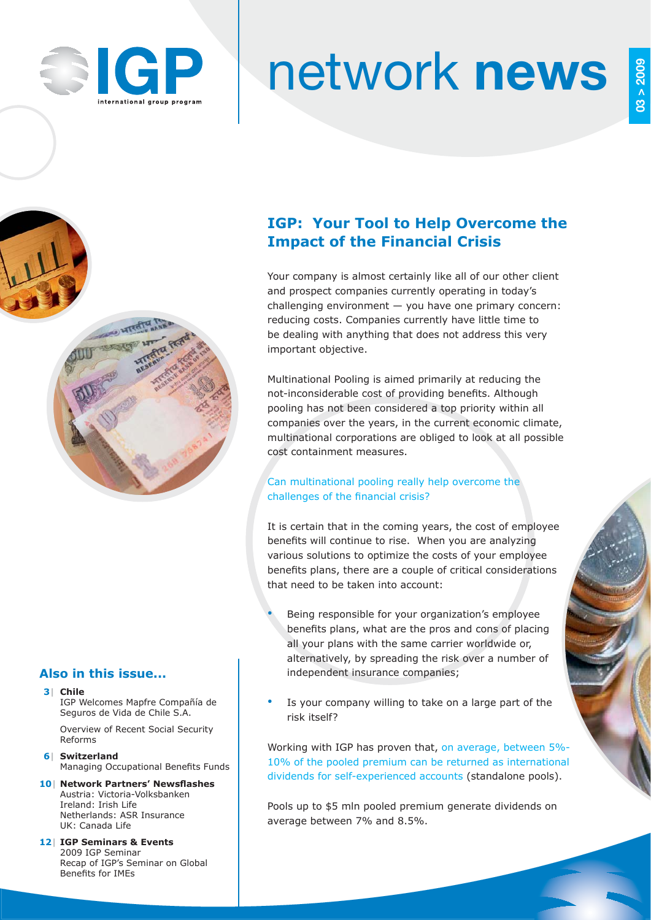# IGP network news

03 > 2009

## IGP: Your Tool to Help Overcome the Impact of the Financial Crisis

Your company is almost certainly like all of our other client and prospect companies currently operating in today's challenging environment — you have one primary concern: reducing costs. Companies currently have little time to be dealing with anything that does not address this very important objective.

Multinational Pooling is aimed primarily at reducing the not-inconsiderable cost of providing benefits. Although pooling has not been considered a top priority within all companies over the years, in the current economic climate, multinational corporations are obliged to look at all possible cost containment measures.

Can multinational pooling really help overcome the challenges of the financial crisis?

It is certain that in the coming years, the cost of employee benefits will continue to rise. When you are analyzing various solutions to optimize the costs of your employee benefits plans, there are a couple of critical considerations that need to be taken into account:

- Being responsible for your organization's employee benefits plans, what are the pros and cons of placing all your plans with the same carrier worldwide or, alternatively, by spreading the risk over a number of independent insurance companies;
- Is your company willing to take on a large part of the risk itself?

Working with IGP has proven that, on average, between 5%-10% of the pooled premium can be returned as international dividends for self-experienced accounts (standalone pools).

Pools up to $5 mln pooled premium generate dividends on average between 7% and 8.5%.

### Also in this issue...

**3 | Chile**
IGP Welcomes Mapfre Compañía de Seguros de Vida de Chile S.A.

Overview of Recent Social Security Reforms

**6 | Switzerland**
Managing Occupational Benefits Funds

**10 | Network Partners' Newsflashes**
Austria: Victoria-Volksbanken
Ireland: Irish Life
Netherlands: ASR Insurance
UK: Canada Life

**12 | IGP Seminars & Events**
2009 IGP Seminar
Recap of IGP's Seminar on Global Benefits for IMEs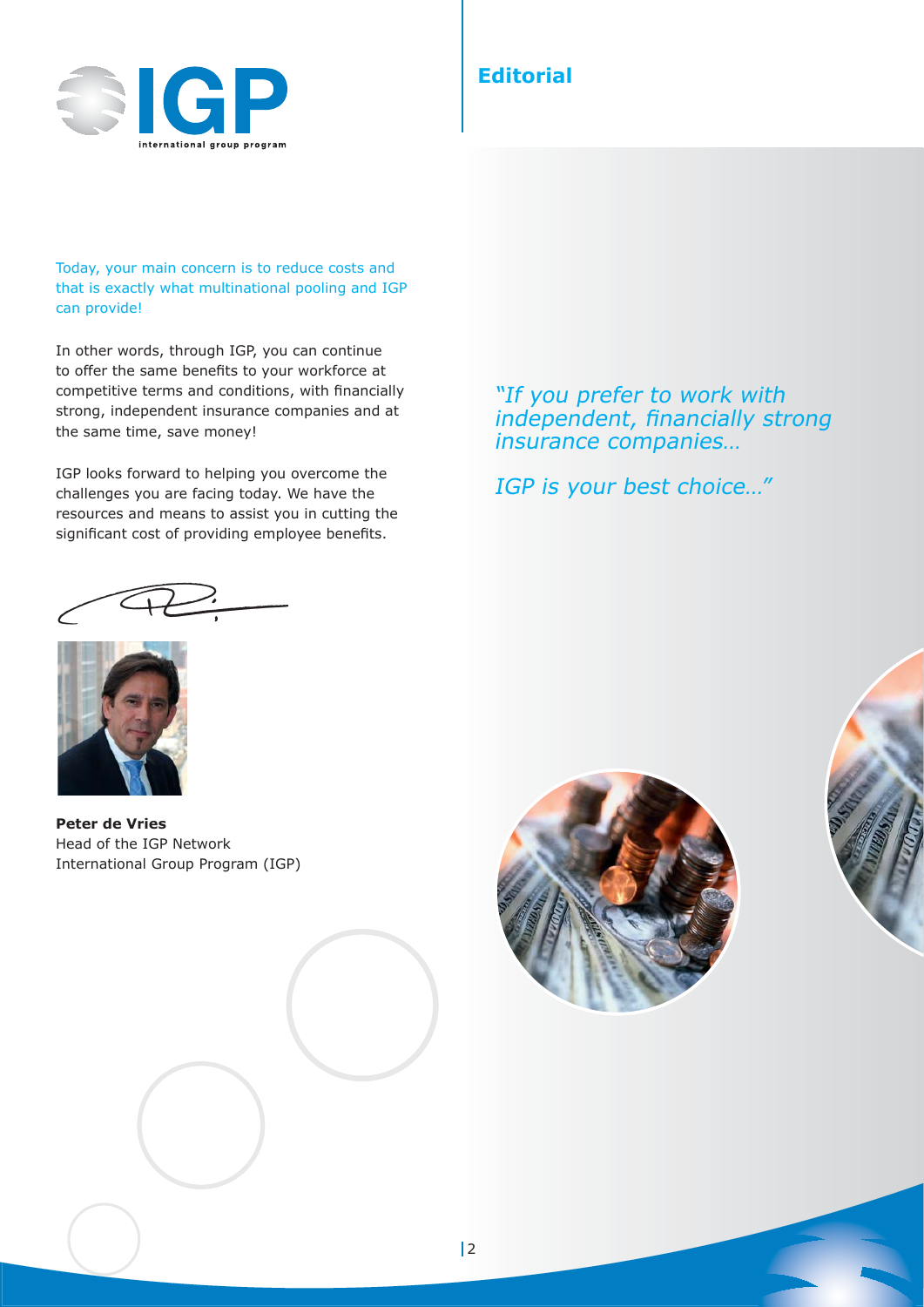# Editorial

Today, your main concern is to reduce costs and that is exactly what multinational pooling and IGP can provide!

In other words, through IGP, you can continue to offer the same benefits to your workforce at competitive terms and conditions, with financially strong, independent insurance companies and at the same time, save money!

IGP looks forward to helping you overcome the challenges you are facing today. We have the resources and means to assist you in cutting the significant cost of providing employee benefits.

**Peter de Vries**
Head of the IGP Network
International Group Program (IGP)

*"If you prefer to work with independent, financially strong insurance companies…*

*IGP is your best choice…"*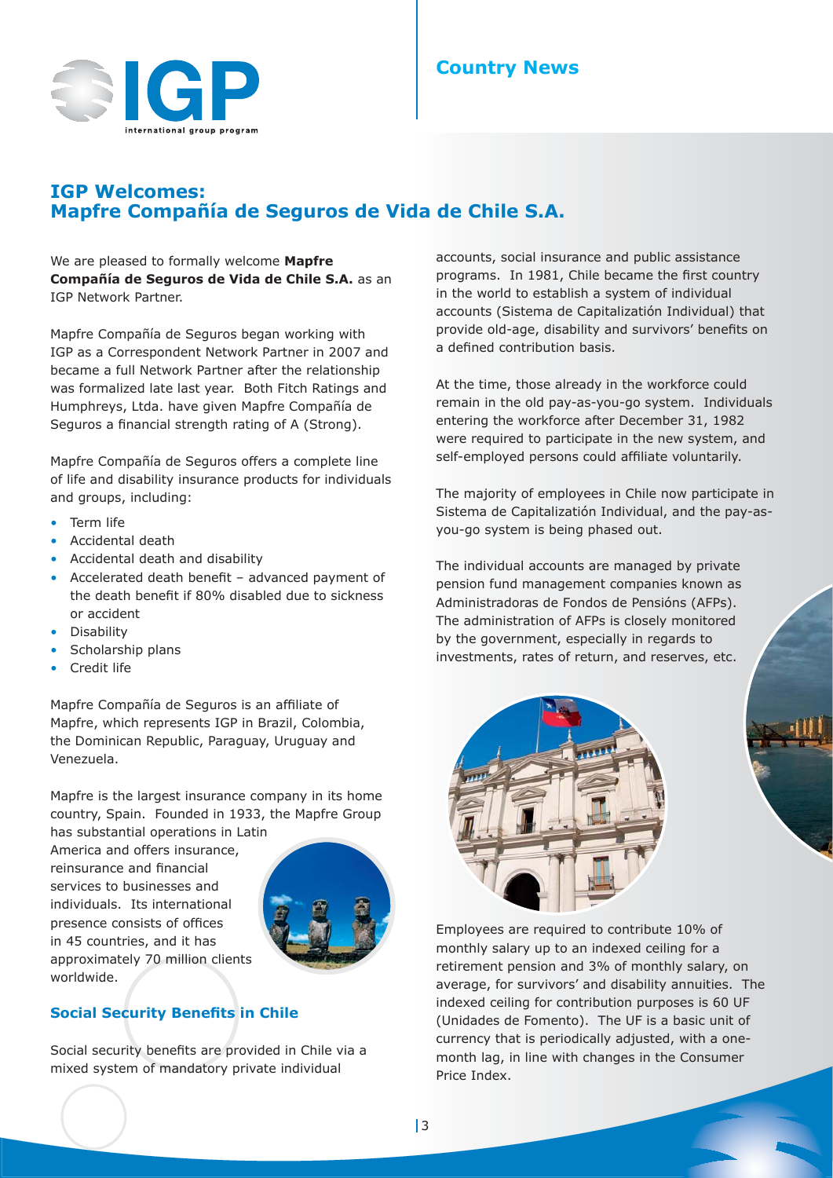# IGP Welcomes: Mapfre Compañía de Seguros de Vida de Chile S.A.

We are pleased to formally welcome **Mapfre Compañía de Seguros de Vida de Chile S.A.** as an IGP Network Partner.

Mapfre Compañía de Seguros began working with IGP as a Correspondent Network Partner in 2007 and became a full Network Partner after the relationship was formalized late last year. Both Fitch Ratings and Humphreys, Ltda. have given Mapfre Compañía de Seguros a financial strength rating of A (Strong).

Mapfre Compañía de Seguros offers a complete line of life and disability insurance products for individuals and groups, including:

- Term life
- Accidental death
- Accidental death and disability
- Accelerated death benefit – advanced payment of the death benefit if 80% disabled due to sickness or accident
- Disability
- Scholarship plans
- Credit life

Mapfre Compañía de Seguros is an affiliate of Mapfre, which represents IGP in Brazil, Colombia, the Dominican Republic, Paraguay, Uruguay and Venezuela.

Mapfre is the largest insurance company in its home country, Spain. Founded in 1933, the Mapfre Group has substantial operations in Latin America and offers insurance, reinsurance and financial services to businesses and individuals. Its international presence consists of offices in 45 countries, and it has approximately 70 million clients worldwide.

## Social Security Benefits in Chile

Social security benefits are provided in Chile via a mixed system of mandatory private individual accounts, social insurance and public assistance programs. In 1981, Chile became the first country in the world to establish a system of individual accounts (Sistema de Capitalizatión Individual) that provide old-age, disability and survivors' benefits on a defined contribution basis.

At the time, those already in the workforce could remain in the old pay-as-you-go system. Individuals entering the workforce after December 31, 1982 were required to participate in the new system, and self-employed persons could affiliate voluntarily.

The majority of employees in Chile now participate in Sistema de Capitalizatión Individual, and the pay-as-you-go system is being phased out.

The individual accounts are managed by private pension fund management companies known as Administradoras de Fondos de Pensións (AFPs). The administration of AFPs is closely monitored by the government, especially in regards to investments, rates of return, and reserves, etc.

Employees are required to contribute 10% of monthly salary up to an indexed ceiling for a retirement pension and 3% of monthly salary, on average, for survivors' and disability annuities. The indexed ceiling for contribution purposes is 60 UF (Unidades de Fomento). The UF is a basic unit of currency that is periodically adjusted, with a one-month lag, in line with changes in the Consumer Price Index.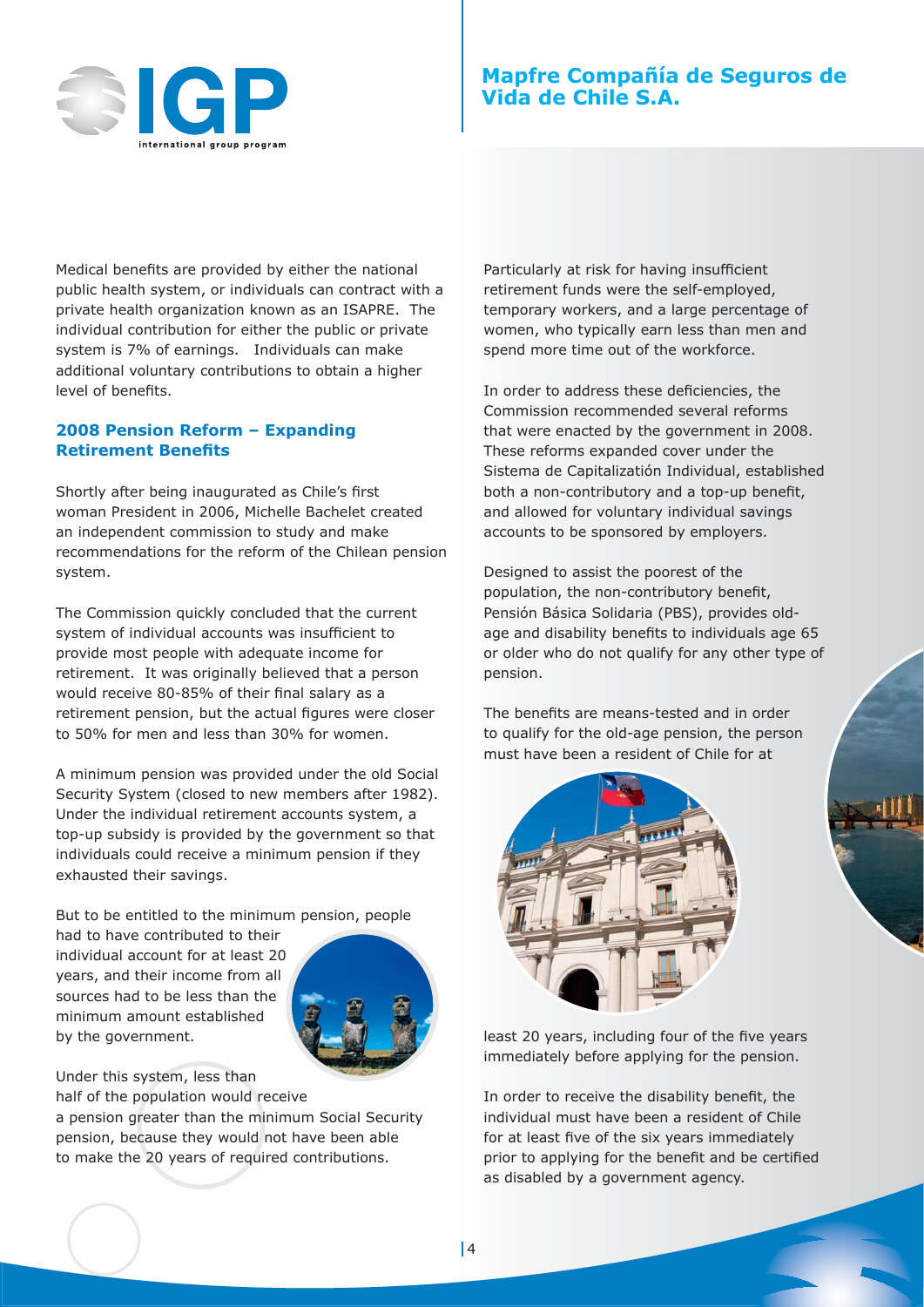Medical benefits are provided by either the national public health system, or individuals can contract with a private health organization known as an ISAPRE. The individual contribution for either the public or private system is 7% of earnings. Individuals can make additional voluntary contributions to obtain a higher level of benefits.

## 2008 Pension Reform – Expanding Retirement Benefits

Shortly after being inaugurated as Chile's first woman President in 2006, Michelle Bachelet created an independent commission to study and make recommendations for the reform of the Chilean pension system.

The Commission quickly concluded that the current system of individual accounts was insufficient to provide most people with adequate income for retirement. It was originally believed that a person would receive 80-85% of their final salary as a retirement pension, but the actual figures were closer to 50% for men and less than 30% for women.

A minimum pension was provided under the old Social Security System (closed to new members after 1982). Under the individual retirement accounts system, a top-up subsidy is provided by the government so that individuals could receive a minimum pension if they exhausted their savings.

But to be entitled to the minimum pension, people had to have contributed to their individual account for at least 20 years, and their income from all sources had to be less than the minimum amount established by the government.

Under this system, less than half of the population would receive a pension greater than the minimum Social Security pension, because they would not have been able to make the 20 years of required contributions.

Particularly at risk for having insufficient retirement funds were the self-employed, temporary workers, and a large percentage of women, who typically earn less than men and spend more time out of the workforce.

In order to address these deficiencies, the Commission recommended several reforms that were enacted by the government in 2008. These reforms expanded cover under the Sistema de Capitalizatión Individual, established both a non-contributory and a top-up benefit, and allowed for voluntary individual savings accounts to be sponsored by employers.

Designed to assist the poorest of the population, the non-contributory benefit, Pensión Básica Solidaria (PBS), provides old-age and disability benefits to individuals age 65 or older who do not qualify for any other type of pension.

The benefits are means-tested and in order to qualify for the old-age pension, the person must have been a resident of Chile for at least 20 years, including four of the five years immediately before applying for the pension.

In order to receive the disability benefit, the individual must have been a resident of Chile for at least five of the six years immediately prior to applying for the benefit and be certified as disabled by a government agency.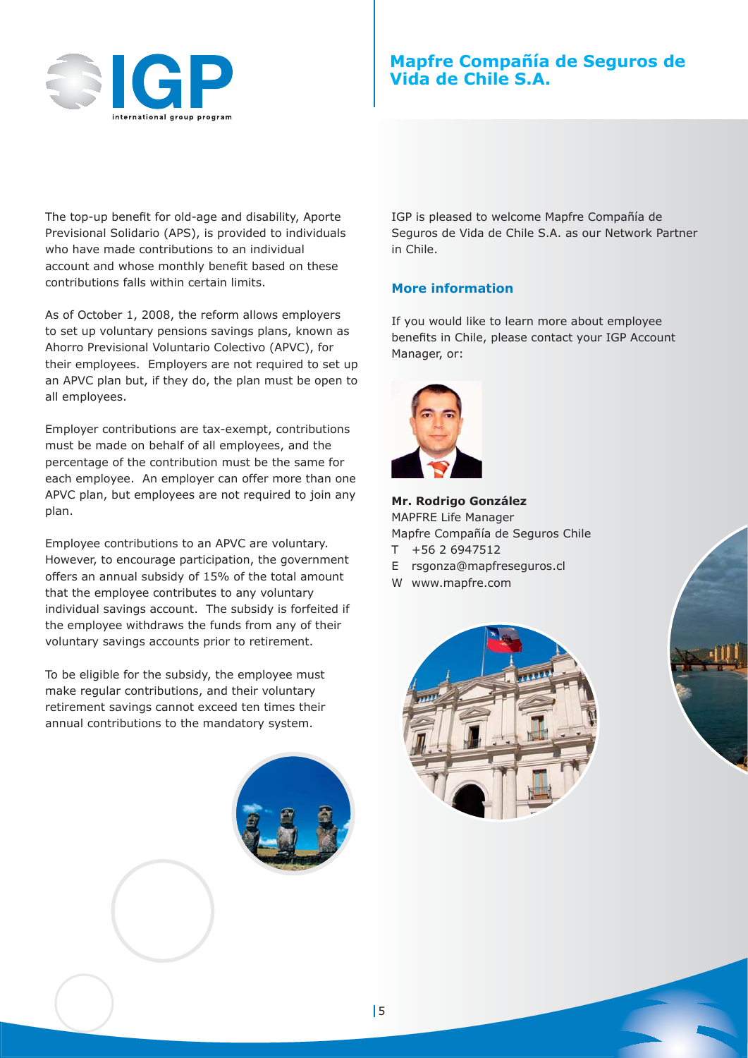## Mapfre Compañía de Seguros de Vida de Chile S.A.

The top-up benefit for old-age and disability, Aporte Previsional Solidario (APS), is provided to individuals who have made contributions to an individual account and whose monthly benefit based on these contributions falls within certain limits.

As of October 1, 2008, the reform allows employers to set up voluntary pensions savings plans, known as Ahorro Previsional Voluntario Colectivo (APVC), for their employees. Employers are not required to set up an APVC plan but, if they do, the plan must be open to all employees.

Employer contributions are tax-exempt, contributions must be made on behalf of all employees, and the percentage of the contribution must be the same for each employee. An employer can offer more than one APVC plan, but employees are not required to join any plan.

Employee contributions to an APVC are voluntary. However, to encourage participation, the government offers an annual subsidy of 15% of the total amount that the employee contributes to any voluntary individual savings account. The subsidy is forfeited if the employee withdraws the funds from any of their voluntary savings accounts prior to retirement.

To be eligible for the subsidy, the employee must make regular contributions, and their voluntary retirement savings cannot exceed ten times their annual contributions to the mandatory system.

IGP is pleased to welcome Mapfre Compañía de Seguros de Vida de Chile S.A. as our Network Partner in Chile.

### More information

If you would like to learn more about employee benefits in Chile, please contact your IGP Account Manager, or:

**Mr. Rodrigo González**
MAPFRE Life Manager
Mapfre Compañía de Seguros Chile
T +56 2 6947512
E rsgonza@mapfreseguros.cl
W www.mapfre.com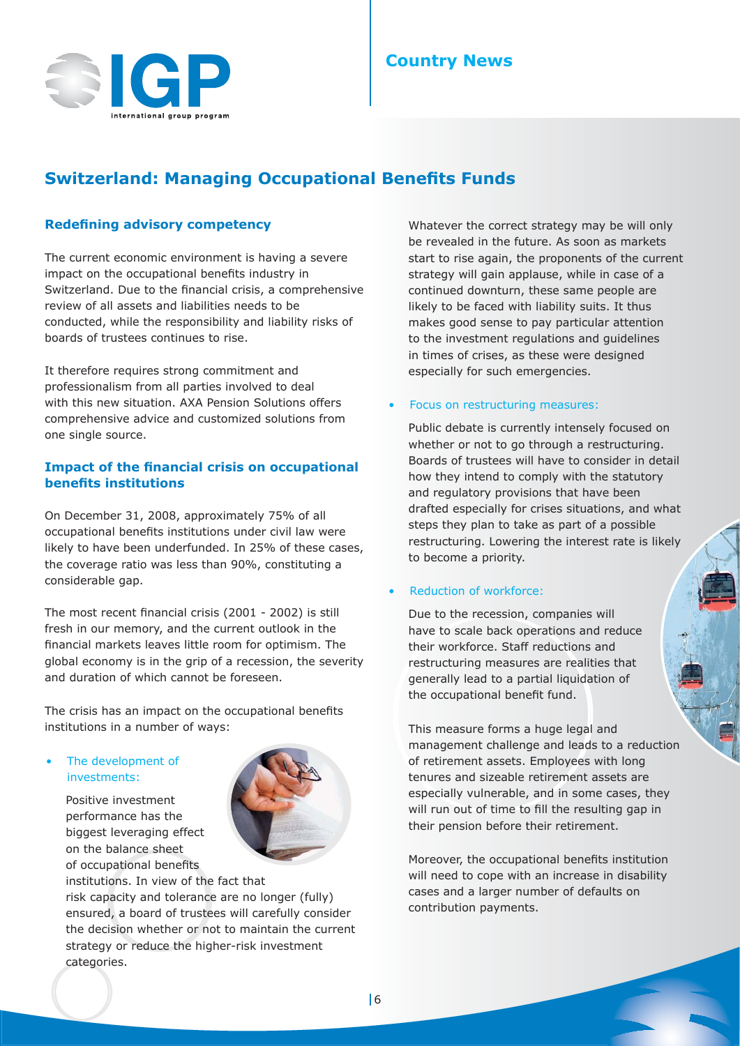## Switzerland: Managing Occupational Benefits Funds

### Redefining advisory competency

The current economic environment is having a severe impact on the occupational benefits industry in Switzerland. Due to the financial crisis, a comprehensive review of all assets and liabilities needs to be conducted, while the responsibility and liability risks of boards of trustees continues to rise.

It therefore requires strong commitment and professionalism from all parties involved to deal with this new situation. AXA Pension Solutions offers comprehensive advice and customized solutions from one single source.

### Impact of the financial crisis on occupational benefits institutions

On December 31, 2008, approximately 75% of all occupational benefits institutions under civil law were likely to have been underfunded. In 25% of these cases, the coverage ratio was less than 90%, constituting a considerable gap.

The most recent financial crisis (2001 - 2002) is still fresh in our memory, and the current outlook in the financial markets leaves little room for optimism. The global economy is in the grip of a recession, the severity and duration of which cannot be foreseen.

The crisis has an impact on the occupational benefits institutions in a number of ways:

- The development of investments:

  Positive investment performance has the biggest leveraging effect on the balance sheet of occupational benefits institutions. In view of the fact that risk capacity and tolerance are no longer (fully) ensured, a board of trustees will carefully consider the decision whether or not to maintain the current strategy or reduce the higher-risk investment categories.

  Whatever the correct strategy may be will only be revealed in the future. As soon as markets start to rise again, the proponents of the current strategy will gain applause, while in case of a continued downturn, these same people are likely to be faced with liability suits. It thus makes good sense to pay particular attention to the investment regulations and guidelines in times of crises, as these were designed especially for such emergencies.

- Focus on restructuring measures:

  Public debate is currently intensely focused on whether or not to go through a restructuring. Boards of trustees will have to consider in detail how they intend to comply with the statutory and regulatory provisions that have been drafted especially for crises situations, and what steps they plan to take as part of a possible restructuring. Lowering the interest rate is likely to become a priority.

- Reduction of workforce:

  Due to the recession, companies will have to scale back operations and reduce their workforce. Staff reductions and restructuring measures are realities that generally lead to a partial liquidation of the occupational benefit fund.

  This measure forms a huge legal and management challenge and leads to a reduction of retirement assets. Employees with long tenures and sizeable retirement assets are especially vulnerable, and in some cases, they will run out of time to fill the resulting gap in their pension before their retirement.

  Moreover, the occupational benefits institution will need to cope with an increase in disability cases and a larger number of defaults on contribution payments.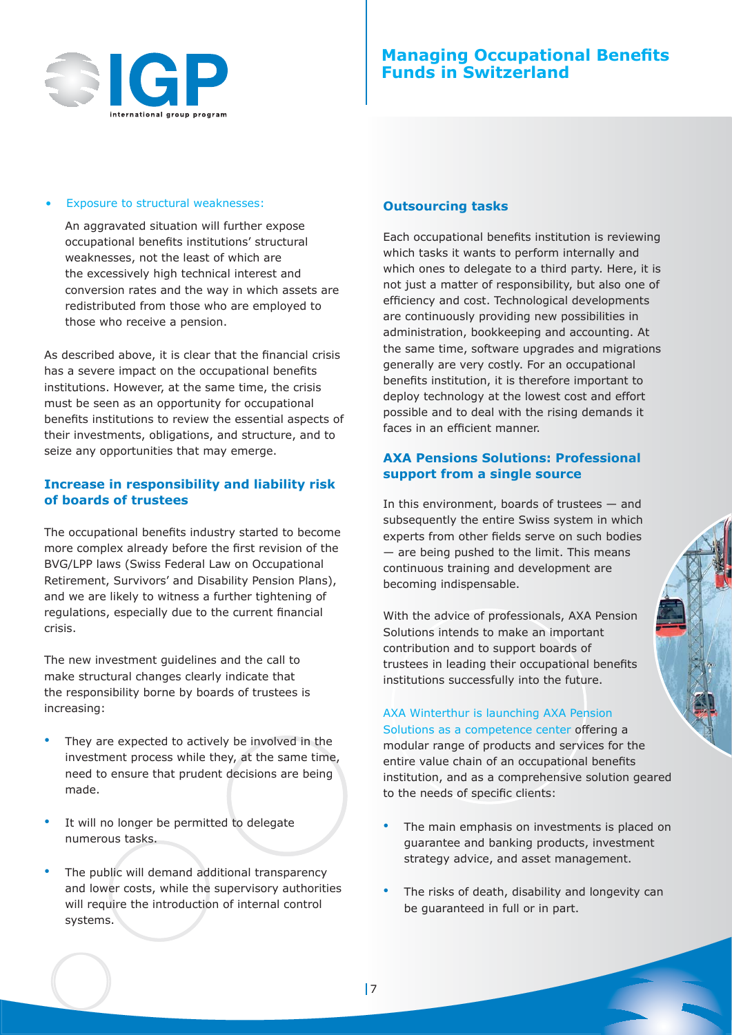- Exposure to structural weaknesses:

  An aggravated situation will further expose occupational benefits institutions' structural weaknesses, not the least of which are the excessively high technical interest and conversion rates and the way in which assets are redistributed from those who are employed to those who receive a pension.

As described above, it is clear that the financial crisis has a severe impact on the occupational benefits institutions. However, at the same time, the crisis must be seen as an opportunity for occupational benefits institutions to review the essential aspects of their investments, obligations, and structure, and to seize any opportunities that may emerge.

### Increase in responsibility and liability risk of boards of trustees

The occupational benefits industry started to become more complex already before the first revision of the BVG/LPP laws (Swiss Federal Law on Occupational Retirement, Survivors' and Disability Pension Plans), and we are likely to witness a further tightening of regulations, especially due to the current financial crisis.

The new investment guidelines and the call to make structural changes clearly indicate that the responsibility borne by boards of trustees is increasing:

- They are expected to actively be involved in the investment process while they, at the same time, need to ensure that prudent decisions are being made.
- It will no longer be permitted to delegate numerous tasks.
- The public will demand additional transparency and lower costs, while the supervisory authorities will require the introduction of internal control systems.

### Outsourcing tasks

Each occupational benefits institution is reviewing which tasks it wants to perform internally and which ones to delegate to a third party. Here, it is not just a matter of responsibility, but also one of efficiency and cost. Technological developments are continuously providing new possibilities in administration, bookkeeping and accounting. At the same time, software upgrades and migrations generally are very costly. For an occupational benefits institution, it is therefore important to deploy technology at the lowest cost and effort possible and to deal with the rising demands it faces in an efficient manner.

### AXA Pensions Solutions: Professional support from a single source

In this environment, boards of trustees — and subsequently the entire Swiss system in which experts from other fields serve on such bodies — are being pushed to the limit. This means continuous training and development are becoming indispensable.

With the advice of professionals, AXA Pension Solutions intends to make an important contribution and to support boards of trustees in leading their occupational benefits institutions successfully into the future.

AXA Winterthur is launching AXA Pension Solutions as a competence center offering a modular range of products and services for the entire value chain of an occupational benefits institution, and as a comprehensive solution geared to the needs of specific clients:

- The main emphasis on investments is placed on guarantee and banking products, investment strategy advice, and asset management.
- The risks of death, disability and longevity can be guaranteed in full or in part.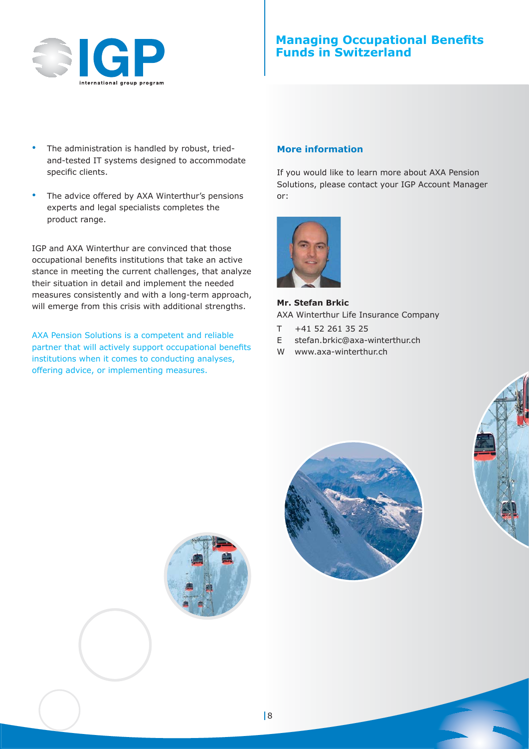- The administration is handled by robust, tried-and-tested IT systems designed to accommodate specific clients.
- The advice offered by AXA Winterthur's pensions experts and legal specialists completes the product range.

IGP and AXA Winterthur are convinced that those occupational benefits institutions that take an active stance in meeting the current challenges, that analyze their situation in detail and implement the needed measures consistently and with a long-term approach, will emerge from this crisis with additional strengths.

AXA Pension Solutions is a competent and reliable partner that will actively support occupational benefits institutions when it comes to conducting analyses, offering advice, or implementing measures.

## More information

If you would like to learn more about AXA Pension Solutions, please contact your IGP Account Manager or:

**Mr. Stefan Brkic**
AXA Winterthur Life Insurance Company

T +41 52 261 35 25
E stefan.brkic@axa-winterthur.ch
W www.axa-winterthur.ch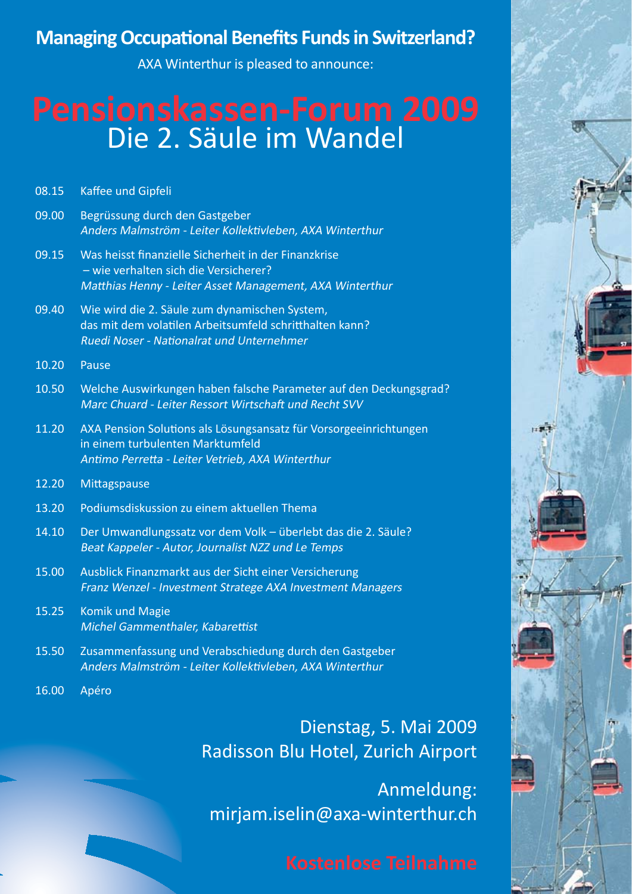## Managing Occupational Benefits Funds in Switzerland?

AXA Winterthur is pleased to announce:

# Pensionskassen-Forum 2009
## Die 2. Säule im Wandel

08.15 Kaffee und Gipfeli

09.00 Begrüssung durch den Gastgeber
*Anders Malmström - Leiter Kollektivleben, AXA Winterthur*

09.15 Was heisst finanzielle Sicherheit in der Finanzkrise – wie verhalten sich die Versicherer?
*Matthias Henny - Leiter Asset Management, AXA Winterthur*

09.40 Wie wird die 2. Säule zum dynamischen System, das mit dem volatilen Arbeitsumfeld schritthalten kann?
*Ruedi Noser - Nationalrat und Unternehmer*

10.20 Pause

10.50 Welche Auswirkungen haben falsche Parameter auf den Deckungsgrad?
*Marc Chuard - Leiter Ressort Wirtschaft und Recht SVV*

11.20 AXA Pension Solutions als Lösungsansatz für Vorsorgeeinrichtungen in einem turbulenten Marktumfeld
*Antimo Perretta - Leiter Vetrieb, AXA Winterthur*

12.20 Mittagspause

13.20 Podiumsdiskussion zu einem aktuellen Thema

14.10 Der Umwandlungssatz vor dem Volk – überlebt das die 2. Säule?
*Beat Kappeler - Autor, Journalist NZZ und Le Temps*

15.00 Ausblick Finanzmarkt aus der Sicht einer Versicherung
*Franz Wenzel - Investment Stratege AXA Investment Managers*

15.25 Komik und Magie
*Michel Gammenthaler, Kabarettist*

15.50 Zusammenfassung und Verabschiedung durch den Gastgeber
*Anders Malmström - Leiter Kollektivleben, AXA Winterthur*

16.00 Apéro

Dienstag, 5. Mai 2009
Radisson Blu Hotel, Zurich Airport

Anmeldung:
mirjam.iselin@axa-winterthur.ch

**Kostenlose Teilnahme**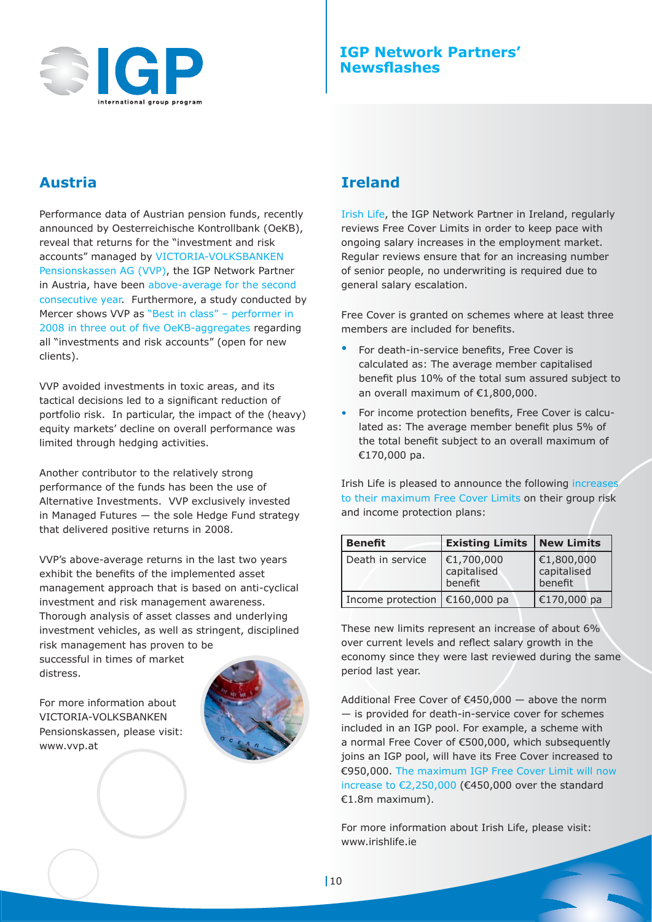# IGP Network Partners' Newsflashes

## Austria

Performance data of Austrian pension funds, recently announced by Oesterreichische Kontrollbank (OeKB), reveal that returns for the "investment and risk accounts" managed by VICTORIA-VOLKSBANKEN Pensionskassen AG (VVP), the IGP Network Partner in Austria, have been above-average for the second consecutive year. Furthermore, a study conducted by Mercer shows VVP as "Best in class" – performer in 2008 in three out of five OeKB-aggregates regarding all "investments and risk accounts" (open for new clients).

VVP avoided investments in toxic areas, and its tactical decisions led to a significant reduction of portfolio risk. In particular, the impact of the (heavy) equity markets' decline on overall performance was limited through hedging activities.

Another contributor to the relatively strong performance of the funds has been the use of Alternative Investments. VVP exclusively invested in Managed Futures — the sole Hedge Fund strategy that delivered positive returns in 2008.

VVP's above-average returns in the last two years exhibit the benefits of the implemented asset management approach that is based on anti-cyclical investment and risk management awareness. Thorough analysis of asset classes and underlying investment vehicles, as well as stringent, disciplined risk management has proven to be successful in times of market distress.

For more information about VICTORIA-VOLKSBANKEN Pensionskassen, please visit: www.vvp.at

## Ireland

Irish Life, the IGP Network Partner in Ireland, regularly reviews Free Cover Limits in order to keep pace with ongoing salary increases in the employment market. Regular reviews ensure that for an increasing number of senior people, no underwriting is required due to general salary escalation.

Free Cover is granted on schemes where at least three members are included for benefits.

- For death-in-service benefits, Free Cover is calculated as: The average member capitalised benefit plus 10% of the total sum assured subject to an overall maximum of €1,800,000.
- For income protection benefits, Free Cover is calculated as: The average member benefit plus 5% of the total benefit subject to an overall maximum of €170,000 pa.

Irish Life is pleased to announce the following increases to their maximum Free Cover Limits on their group risk and income protection plans:

| Benefit | Existing Limits | New Limits |
|---|---|---|
| Death in service | €1,700,000 capitalised benefit | €1,800,000 capitalised benefit |
| Income protection | €160,000 pa | €170,000 pa |

These new limits represent an increase of about 6% over current levels and reflect salary growth in the economy since they were last reviewed during the same period last year.

Additional Free Cover of €450,000 — above the norm — is provided for death-in-service cover for schemes included in an IGP pool. For example, a scheme with a normal Free Cover of €500,000, which subsequently joins an IGP pool, will have its Free Cover increased to €950,000. The maximum IGP Free Cover Limit will now increase to €2,250,000 (€450,000 over the standard €1.8m maximum).

For more information about Irish Life, please visit: www.irishlife.ie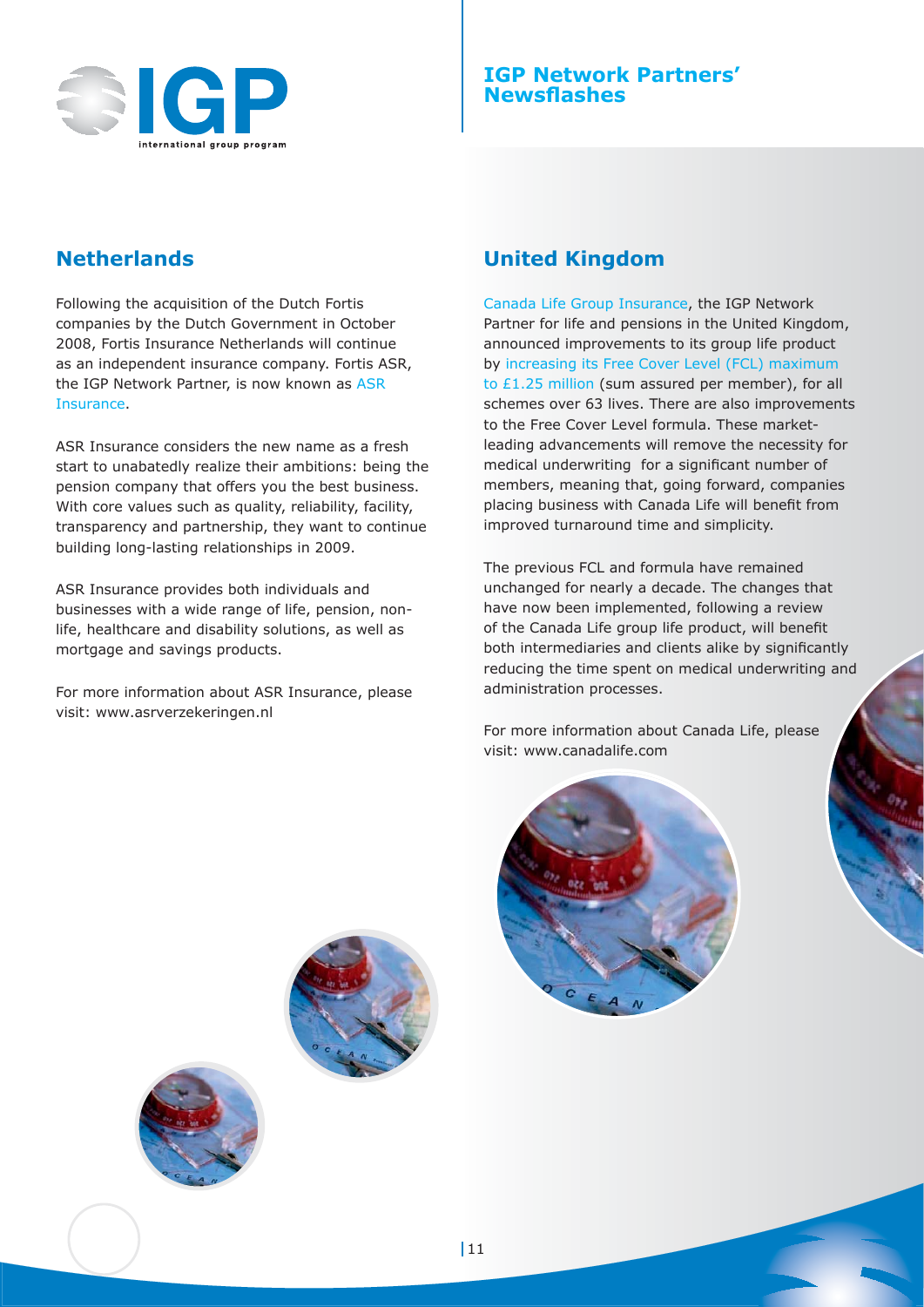## IGP Network Partners' Newsflashes

## Netherlands

Following the acquisition of the Dutch Fortis companies by the Dutch Government in October 2008, Fortis Insurance Netherlands will continue as an independent insurance company. Fortis ASR, the IGP Network Partner, is now known as ASR Insurance.

ASR Insurance considers the new name as a fresh start to unabatedly realize their ambitions: being the pension company that offers you the best business. With core values such as quality, reliability, facility, transparency and partnership, they want to continue building long-lasting relationships in 2009.

ASR Insurance provides both individuals and businesses with a wide range of life, pension, non-life, healthcare and disability solutions, as well as mortgage and savings products.

For more information about ASR Insurance, please visit: www.asrverzekeringen.nl

## United Kingdom

Canada Life Group Insurance, the IGP Network Partner for life and pensions in the United Kingdom, announced improvements to its group life product by increasing its Free Cover Level (FCL) maximum to £1.25 million (sum assured per member), for all schemes over 63 lives. There are also improvements to the Free Cover Level formula. These market-leading advancements will remove the necessity for medical underwriting for a significant number of members, meaning that, going forward, companies placing business with Canada Life will benefit from improved turnaround time and simplicity.

The previous FCL and formula have remained unchanged for nearly a decade. The changes that have now been implemented, following a review of the Canada Life group life product, will benefit both intermediaries and clients alike by significantly reducing the time spent on medical underwriting and administration processes.

For more information about Canada Life, please visit: www.canadalife.com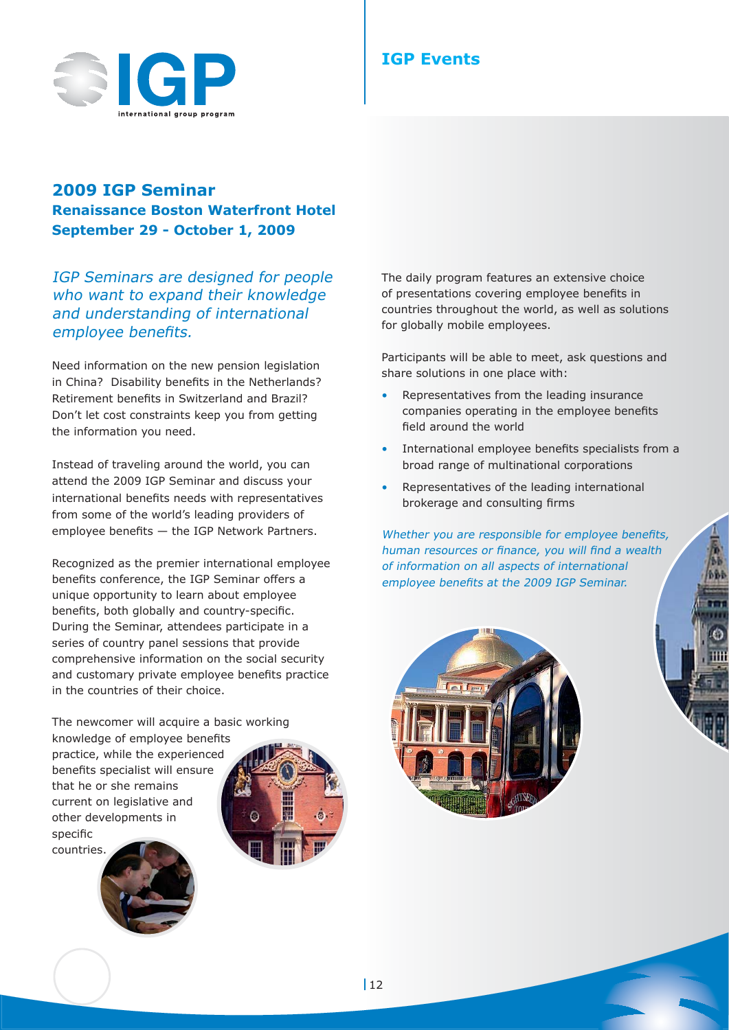# IGP Events

## 2009 IGP Seminar

### Renaissance Boston Waterfront Hotel
### September 29 - October 1, 2009

*IGP Seminars are designed for people who want to expand their knowledge and understanding of international employee benefits.*

Need information on the new pension legislation in China? Disability benefits in the Netherlands? Retirement benefits in Switzerland and Brazil? Don't let cost constraints keep you from getting the information you need.

Instead of traveling around the world, you can attend the 2009 IGP Seminar and discuss your international benefits needs with representatives from some of the world's leading providers of employee benefits — the IGP Network Partners.

Recognized as the premier international employee benefits conference, the IGP Seminar offers a unique opportunity to learn about employee benefits, both globally and country-specific. During the Seminar, attendees participate in a series of country panel sessions that provide comprehensive information on the social security and customary private employee benefits practice in the countries of their choice.

The newcomer will acquire a basic working knowledge of employee benefits practice, while the experienced benefits specialist will ensure that he or she remains current on legislative and other developments in specific countries.

The daily program features an extensive choice of presentations covering employee benefits in countries throughout the world, as well as solutions for globally mobile employees.

Participants will be able to meet, ask questions and share solutions in one place with:

- Representatives from the leading insurance companies operating in the employee benefits field around the world
- International employee benefits specialists from a broad range of multinational corporations
- Representatives of the leading international brokerage and consulting firms

*Whether you are responsible for employee benefits, human resources or finance, you will find a wealth of information on all aspects of international employee benefits at the 2009 IGP Seminar.*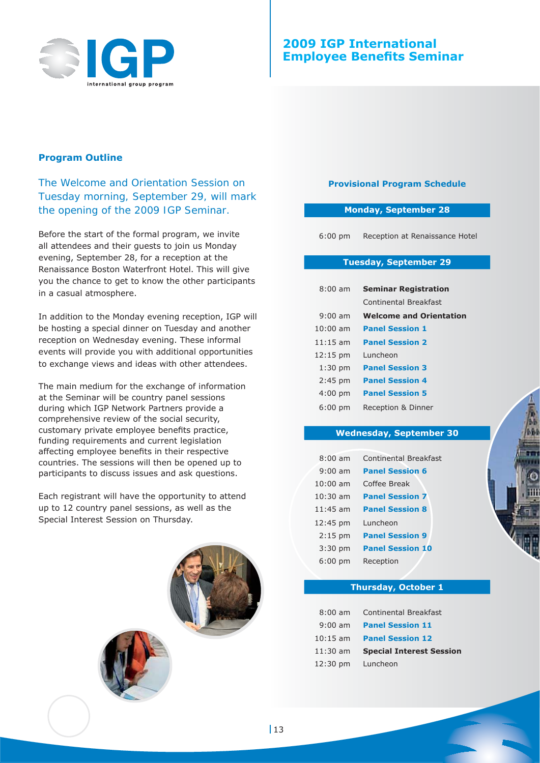# 2009 IGP International Employee Benefits Seminar

## Program Outline

The Welcome and Orientation Session on Tuesday morning, September 29, will mark the opening of the 2009 IGP Seminar.

Before the start of the formal program, we invite all attendees and their guests to join us Monday evening, September 28, for a reception at the Renaissance Boston Waterfront Hotel. This will give you the chance to get to know the other participants in a casual atmosphere.

In addition to the Monday evening reception, IGP will be hosting a special dinner on Tuesday and another reception on Wednesday evening. These informal events will provide you with additional opportunities to exchange views and ideas with other attendees.

The main medium for the exchange of information at the Seminar will be country panel sessions during which IGP Network Partners provide a comprehensive review of the social security, customary private employee benefits practice, funding requirements and current legislation affecting employee benefits in their respective countries. The sessions will then be opened up to participants to discuss issues and ask questions.

Each registrant will have the opportunity to attend up to 12 country panel sessions, as well as the Special Interest Session on Thursday.

## Provisional Program Schedule

### Monday, September 28

| | |
|---|---|
| 6:00 pm | Reception at Renaissance Hotel |

### Tuesday, September 29

| | |
|---|---|
| 8:00 am | **Seminar Registration** |
| | Continental Breakfast |
| 9:00 am | **Welcome and Orientation** |
| 10:00 am | **Panel Session 1** |
| 11:15 am | **Panel Session 2** |
| 12:15 pm | Luncheon |
| 1:30 pm | **Panel Session 3** |
| 2:45 pm | **Panel Session 4** |
| 4:00 pm | **Panel Session 5** |
| 6:00 pm | Reception & Dinner |

### Wednesday, September 30

| | |
|---|---|
| 8:00 am | Continental Breakfast |
| 9:00 am | **Panel Session 6** |
| 10:00 am | Coffee Break |
| 10:30 am | **Panel Session 7** |
| 11:45 am | **Panel Session 8** |
| 12:45 pm | Luncheon |
| 2:15 pm | **Panel Session 9** |
| 3:30 pm | **Panel Session 10** |
| 6:00 pm | Reception |

### Thursday, October 1

| | |
|---|---|
| 8:00 am | Continental Breakfast |
| 9:00 am | **Panel Session 11** |
| 10:15 am | **Panel Session 12** |
| 11:30 am | **Special Interest Session** |
| 12:30 pm | Luncheon |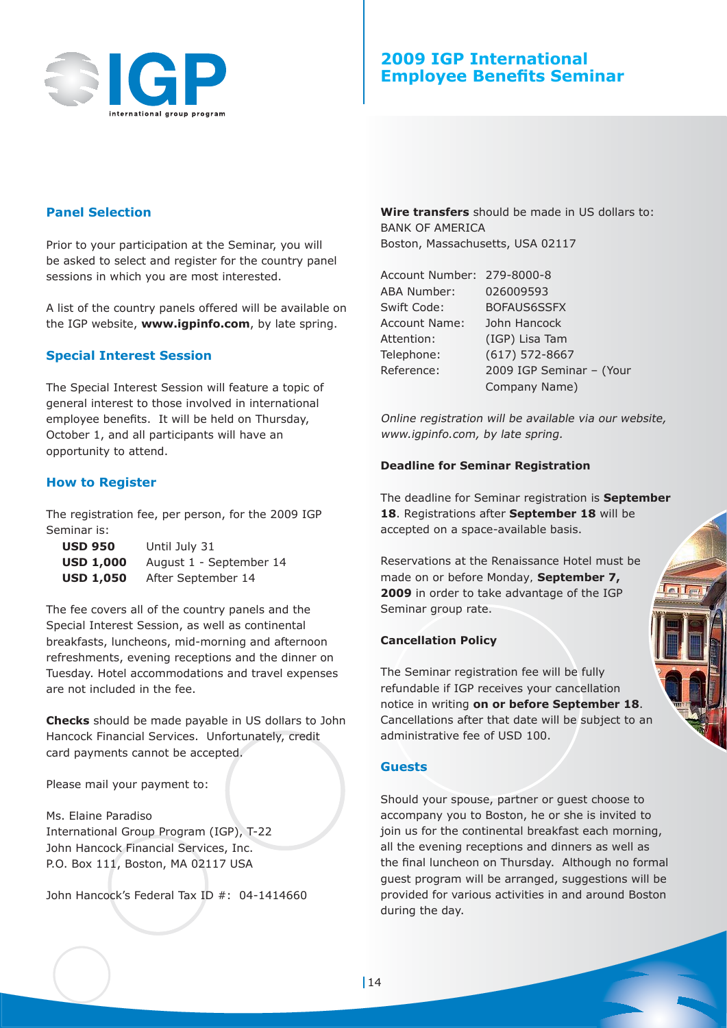# 2009 IGP International Employee Benefits Seminar

## Panel Selection

Prior to your participation at the Seminar, you will be asked to select and register for the country panel sessions in which you are most interested.

A list of the country panels offered will be available on the IGP website, **www.igpinfo.com**, by late spring.

## Special Interest Session

The Special Interest Session will feature a topic of general interest to those involved in international employee benefits. It will be held on Thursday, October 1, and all participants will have an opportunity to attend.

## How to Register

The registration fee, per person, for the 2009 IGP Seminar is:

| | |
|---|---|
| **USD 950** | Until July 31 |
| **USD 1,000** | August 1 - September 14 |
| **USD 1,050** | After September 14 |

The fee covers all of the country panels and the Special Interest Session, as well as continental breakfasts, luncheons, mid-morning and afternoon refreshments, evening receptions and the dinner on Tuesday. Hotel accommodations and travel expenses are not included in the fee.

**Checks** should be made payable in US dollars to John Hancock Financial Services. Unfortunately, credit card payments cannot be accepted.

Please mail your payment to:

Ms. Elaine Paradiso
International Group Program (IGP), T-22
John Hancock Financial Services, Inc.
P.O. Box 111, Boston, MA 02117 USA

John Hancock's Federal Tax ID #: 04-1414660

**Wire transfers** should be made in US dollars to:
BANK OF AMERICA
Boston, Massachusetts, USA 02117

| | |
|---|---|
| Account Number: | 279-8000-8 |
| ABA Number: | 026009593 |
| Swift Code: | BOFAUS6SSFX |
| Account Name: | John Hancock |
| Attention: | (IGP) Lisa Tam |
| Telephone: | (617) 572-8667 |
| Reference: | 2009 IGP Seminar – (Your Company Name) |

*Online registration will be available via our website, www.igpinfo.com, by late spring.*

### Deadline for Seminar Registration

The deadline for Seminar registration is **September 18**. Registrations after **September 18** will be accepted on a space-available basis.

Reservations at the Renaissance Hotel must be made on or before Monday, **September 7, 2009** in order to take advantage of the IGP Seminar group rate.

### Cancellation Policy

The Seminar registration fee will be fully refundable if IGP receives your cancellation notice in writing **on or before September 18**. Cancellations after that date will be subject to an administrative fee of USD 100.

## Guests

Should your spouse, partner or guest choose to accompany you to Boston, he or she is invited to join us for the continental breakfast each morning, all the evening receptions and dinners as well as the final luncheon on Thursday. Although no formal guest program will be arranged, suggestions will be provided for various activities in and around Boston during the day.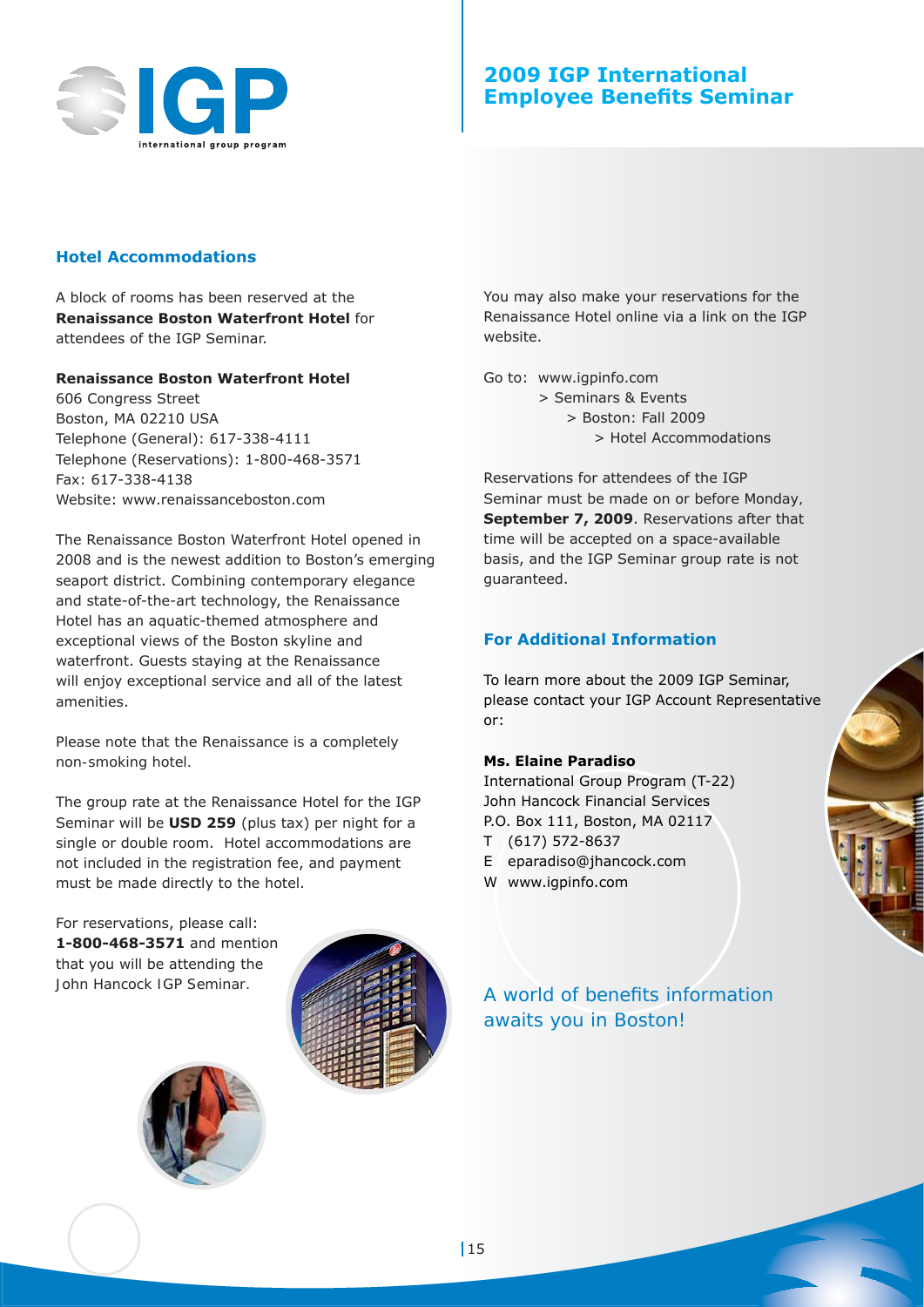# 2009 IGP International Employee Benefits Seminar

## Hotel Accommodations

A block of rooms has been reserved at the **Renaissance Boston Waterfront Hotel** for attendees of the IGP Seminar.

**Renaissance Boston Waterfront Hotel**
606 Congress Street
Boston, MA 02210 USA
Telephone (General): 617-338-4111
Telephone (Reservations): 1-800-468-3571
Fax: 617-338-4138
Website: www.renaissanceboston.com

The Renaissance Boston Waterfront Hotel opened in 2008 and is the newest addition to Boston's emerging seaport district. Combining contemporary elegance and state-of-the-art technology, the Renaissance Hotel has an aquatic-themed atmosphere and exceptional views of the Boston skyline and waterfront. Guests staying at the Renaissance will enjoy exceptional service and all of the latest amenities.

Please note that the Renaissance is a completely non-smoking hotel.

The group rate at the Renaissance Hotel for the IGP Seminar will be **USD 259** (plus tax) per night for a single or double room. Hotel accommodations are not included in the registration fee, and payment must be made directly to the hotel.

For reservations, please call: **1-800-468-3571** and mention that you will be attending the John Hancock IGP Seminar.

You may also make your reservations for the Renaissance Hotel online via a link on the IGP website.

Go to: www.igpinfo.com
> Seminars & Events
> Boston: Fall 2009
> Hotel Accommodations

Reservations for attendees of the IGP Seminar must be made on or before Monday, **September 7, 2009**. Reservations after that time will be accepted on a space-available basis, and the IGP Seminar group rate is not guaranteed.

## For Additional Information

To learn more about the 2009 IGP Seminar, please contact your IGP Account Representative or:

**Ms. Elaine Paradiso**
International Group Program (T-22)
John Hancock Financial Services
P.O. Box 111, Boston, MA 02117
T (617) 572-8637
E eparadiso@jhancock.com
W www.igpinfo.com

A world of benefits information awaits you in Boston!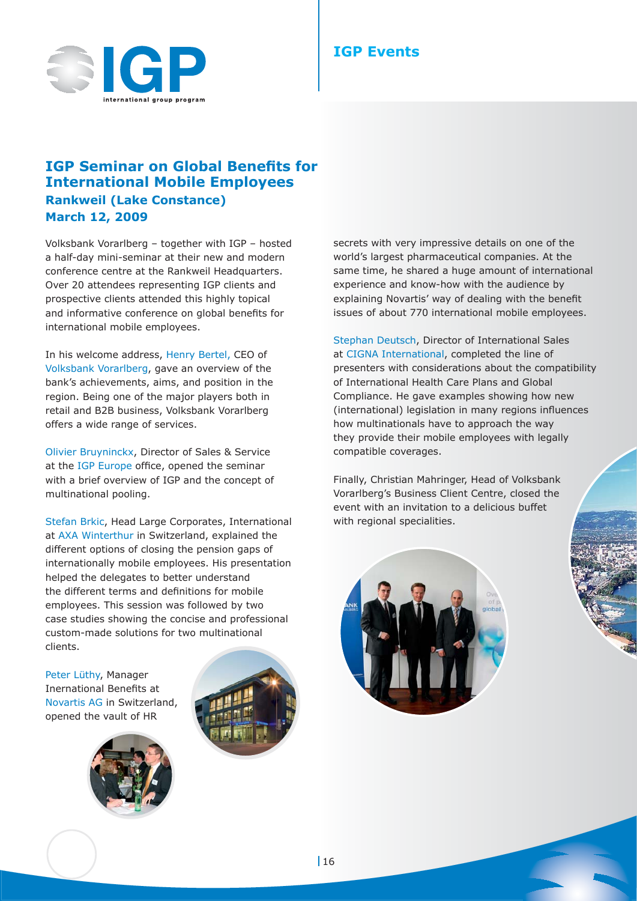# IGP Seminar on Global Benefits for International Mobile Employees

## Rankweil (Lake Constance)
## March 12, 2009

Volksbank Vorarlberg – together with IGP – hosted a half-day mini-seminar at their new and modern conference centre at the Rankweil Headquarters. Over 20 attendees representing IGP clients and prospective clients attended this highly topical and informative conference on global benefits for international mobile employees.

In his welcome address, Henry Bertel, CEO of Volksbank Vorarlberg, gave an overview of the bank's achievements, aims, and position in the region. Being one of the major players both in retail and B2B business, Volksbank Vorarlberg offers a wide range of services.

Olivier Bruyninckx, Director of Sales & Service at the IGP Europe office, opened the seminar with a brief overview of IGP and the concept of multinational pooling.

Stefan Brkic, Head Large Corporates, International at AXA Winterthur in Switzerland, explained the different options of closing the pension gaps of internationally mobile employees. His presentation helped the delegates to better understand the different terms and definitions for mobile employees. This session was followed by two case studies showing the concise and professional custom-made solutions for two multinational clients.

Peter Lüthy, Manager Inernational Benefits at Novartis AG in Switzerland, opened the vault of HR secrets with very impressive details on one of the world's largest pharmaceutical companies. At the same time, he shared a huge amount of international experience and know-how with the audience by explaining Novartis' way of dealing with the benefit issues of about 770 international mobile employees.

Stephan Deutsch, Director of International Sales at CIGNA International, completed the line of presenters with considerations about the compatibility of International Health Care Plans and Global Compliance. He gave examples showing how new (international) legislation in many regions influences how multinationals have to approach the way they provide their mobile employees with legally compatible coverages.

Finally, Christian Mahringer, Head of Volksbank Vorarlberg's Business Client Centre, closed the event with an invitation to a delicious buffet with regional specialities.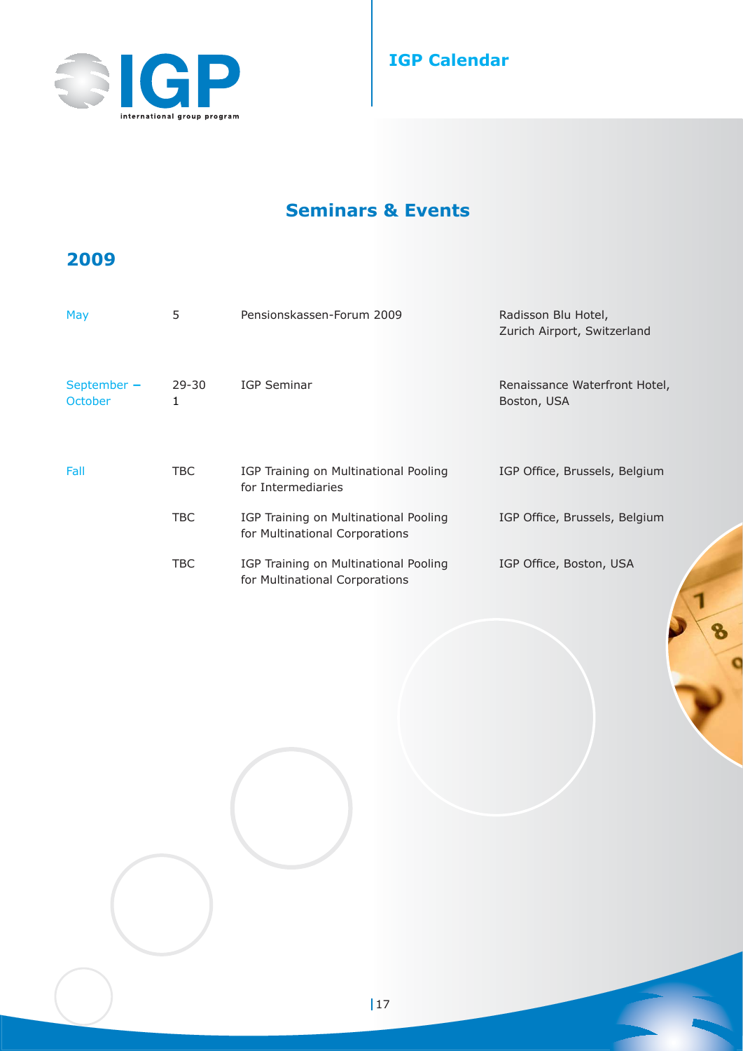# IGP Calendar

## Seminars & Events

### 2009

| | | | |
|---|---|---|---|
| May | 5 | Pensionskassen-Forum 2009 | Radisson Blu Hotel, Zurich Airport, Switzerland |
| September – October | 29-30 1 | IGP Seminar | Renaissance Waterfront Hotel, Boston, USA |
| Fall | TBC | IGP Training on Multinational Pooling for Intermediaries | IGP Office, Brussels, Belgium |
| | TBC | IGP Training on Multinational Pooling for Multinational Corporations | IGP Office, Brussels, Belgium |
| | TBC | IGP Training on Multinational Pooling for Multinational Corporations | IGP Office, Boston, USA |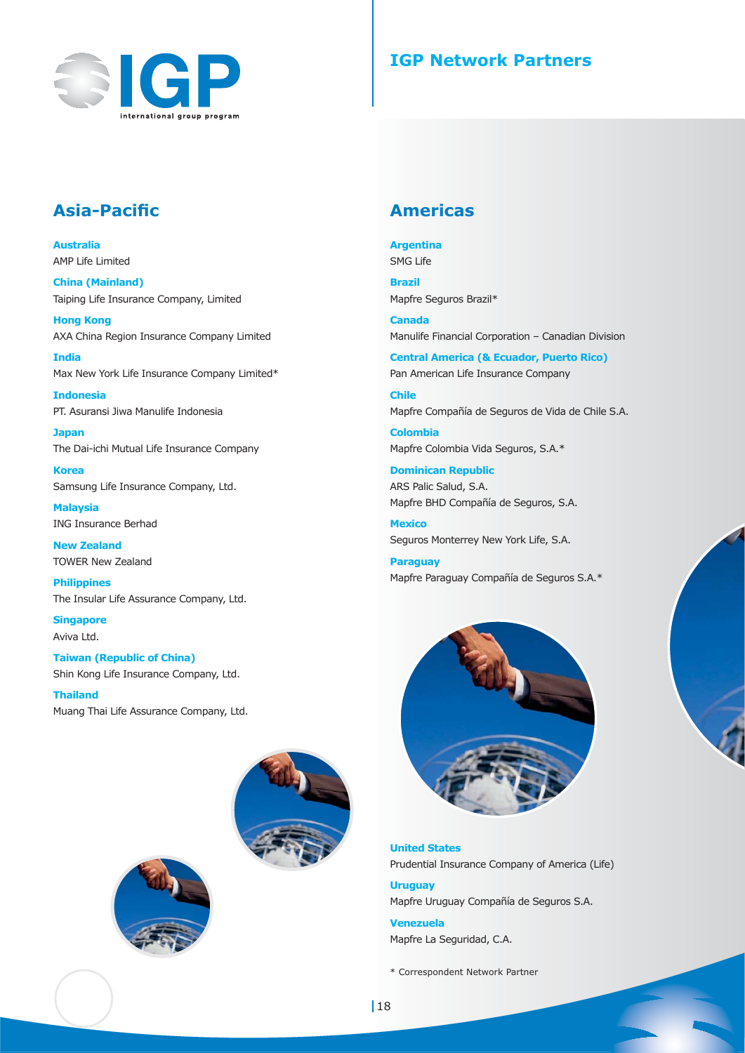# IGP Network Partners

## Asia-Pacific

**Australia**
AMP Life Limited

**China (Mainland)**
Taiping Life Insurance Company, Limited

**Hong Kong**
AXA China Region Insurance Company Limited

**India**
Max New York Life Insurance Company Limited*

**Indonesia**
PT. Asuransi Jiwa Manulife Indonesia

**Japan**
The Dai-ichi Mutual Life Insurance Company

**Korea**
Samsung Life Insurance Company, Ltd.

**Malaysia**
ING Insurance Berhad

**New Zealand**
TOWER New Zealand

**Philippines**
The Insular Life Assurance Company, Ltd.

**Singapore**
Aviva Ltd.

**Taiwan (Republic of China)**
Shin Kong Life Insurance Company, Ltd.

**Thailand**
Muang Thai Life Assurance Company, Ltd.

## Americas

**Argentina**
SMG Life

**Brazil**
Mapfre Seguros Brazil*

**Canada**
Manulife Financial Corporation – Canadian Division

**Central America (& Ecuador, Puerto Rico)**
Pan American Life Insurance Company

**Chile**
Mapfre Compañía de Seguros de Vida de Chile S.A.

**Colombia**
Mapfre Colombia Vida Seguros, S.A.*

**Dominican Republic**
ARS Palic Salud, S.A.
Mapfre BHD Compañía de Seguros, S.A.

**Mexico**
Seguros Monterrey New York Life, S.A.

**Paraguay**
Mapfre Paraguay Compañía de Seguros S.A.*

**United States**
Prudential Insurance Company of America (Life)

**Uruguay**
Mapfre Uruguay Compañía de Seguros S.A.

**Venezuela**
Mapfre La Seguridad, C.A.

\* Correspondent Network Partner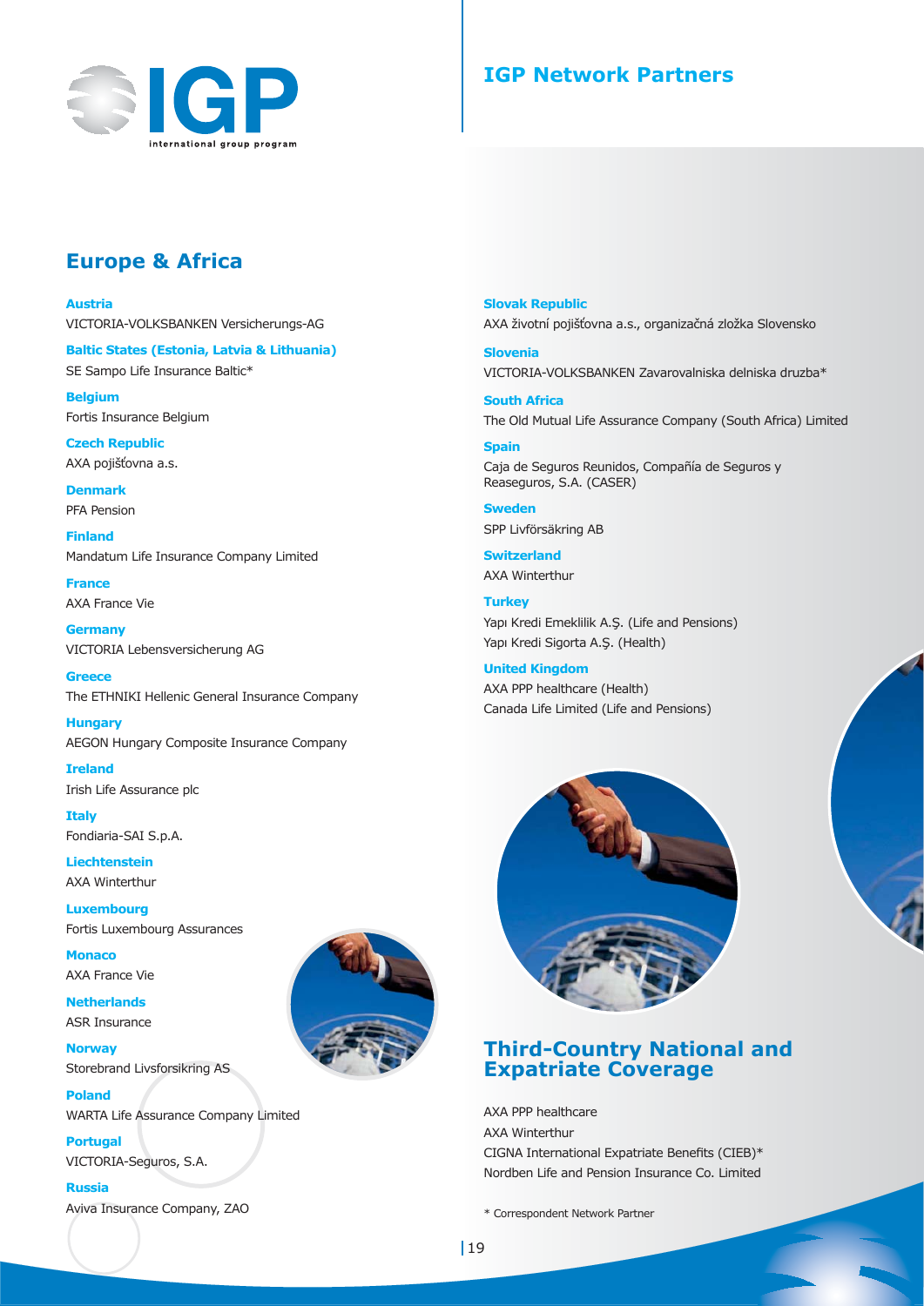# IGP Network Partners

## Europe & Africa

**Austria**
VICTORIA-VOLKSBANKEN Versicherungs-AG

**Baltic States (Estonia, Latvia & Lithuania)**
SE Sampo Life Insurance Baltic*

**Belgium**
Fortis Insurance Belgium

**Czech Republic**
AXA pojišťovna a.s.

**Denmark**
PFA Pension

**Finland**
Mandatum Life Insurance Company Limited

**France**
AXA France Vie

**Germany**
VICTORIA Lebensversicherung AG

**Greece**
The ETHNIKI Hellenic General Insurance Company

**Hungary**
AEGON Hungary Composite Insurance Company

**Ireland**
Irish Life Assurance plc

**Italy**
Fondiaria-SAI S.p.A.

**Liechtenstein**
AXA Winterthur

**Luxembourg**
Fortis Luxembourg Assurances

**Monaco**
AXA France Vie

**Netherlands**
ASR Insurance

**Norway**
Storebrand Livsforsikring AS

**Poland**
WARTA Life Assurance Company Limited

**Portugal**
VICTORIA-Seguros, S.A.

**Russia**
Aviva Insurance Company, ZAO

**Slovak Republic**
AXA životní pojišťovna a.s., organizačná zložka Slovensko

**Slovenia**
VICTORIA-VOLKSBANKEN Zavarovalniska delniska druzba*

**South Africa**
The Old Mutual Life Assurance Company (South Africa) Limited

**Spain**
Caja de Seguros Reunidos, Compañía de Seguros y Reaseguros, S.A. (CASER)

**Sweden**
SPP Livförsäkring AB

**Switzerland**
AXA Winterthur

**Turkey**
Yapı Kredi Emeklilik A.Ş. (Life and Pensions)
Yapı Kredi Sigorta A.Ş. (Health)

**United Kingdom**
AXA PPP healthcare (Health)
Canada Life Limited (Life and Pensions)

## Third-Country National and Expatriate Coverage

AXA PPP healthcare
AXA Winterthur
CIGNA International Expatriate Benefits (CIEB)*
Nordben Life and Pension Insurance Co. Limited

\* Correspondent Network Partner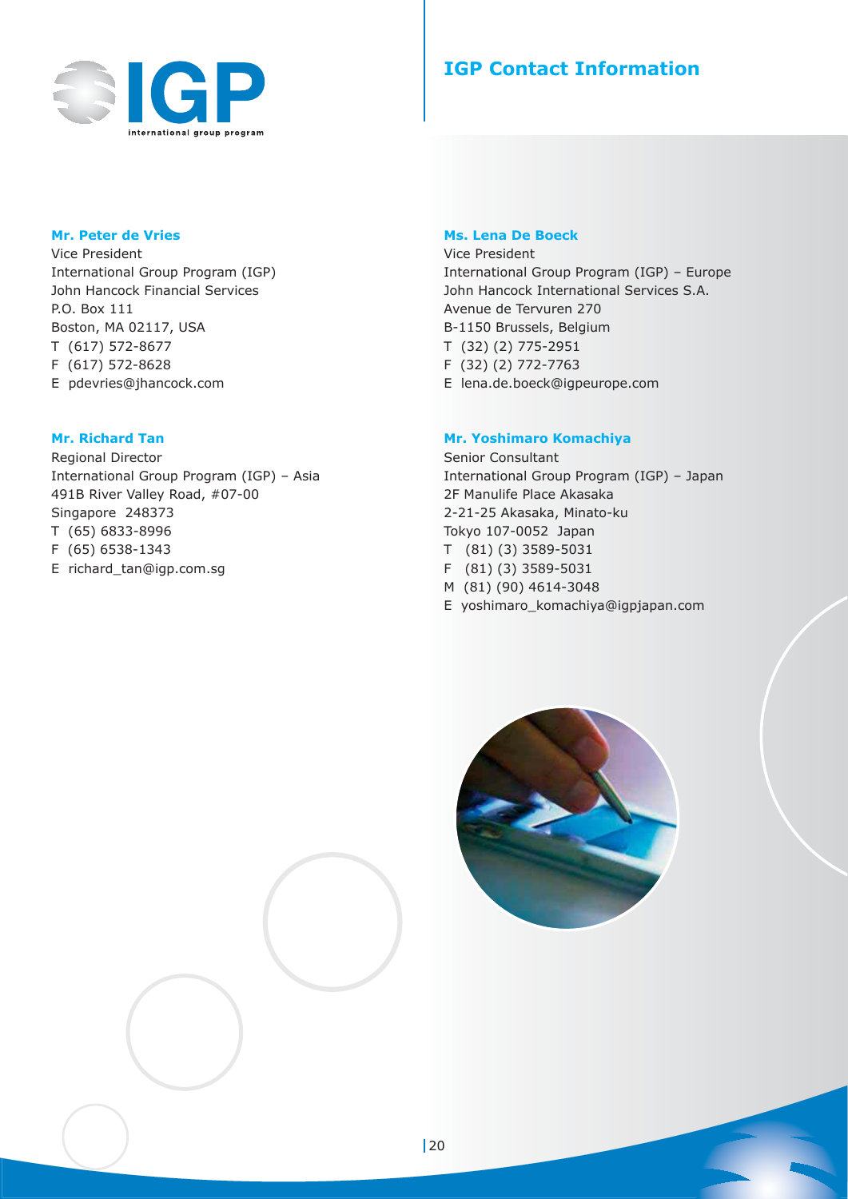# IGP Contact Information

**Mr. Peter de Vries**
Vice President
International Group Program (IGP)
John Hancock Financial Services
P.O. Box 111
Boston, MA 02117, USA
T (617) 572-8677
F (617) 572-8628
E pdevries@jhancock.com

**Mr. Richard Tan**
Regional Director
International Group Program (IGP) – Asia
491B River Valley Road, #07-00
Singapore 248373
T (65) 6833-8996
F (65) 6538-1343
E richard_tan@igp.com.sg

**Ms. Lena De Boeck**
Vice President
International Group Program (IGP) – Europe
John Hancock International Services S.A.
Avenue de Tervuren 270
B-1150 Brussels, Belgium
T (32) (2) 775-2951
F (32) (2) 772-7763
E lena.de.boeck@igpeurope.com

**Mr. Yoshimaro Komachiya**
Senior Consultant
International Group Program (IGP) – Japan
2F Manulife Place Akasaka
2-21-25 Akasaka, Minato-ku
Tokyo 107-0052 Japan
T (81) (3) 3589-5031
F (81) (3) 3589-5031
M (81) (90) 4614-3048
E yoshimaro_komachiya@igpjapan.com